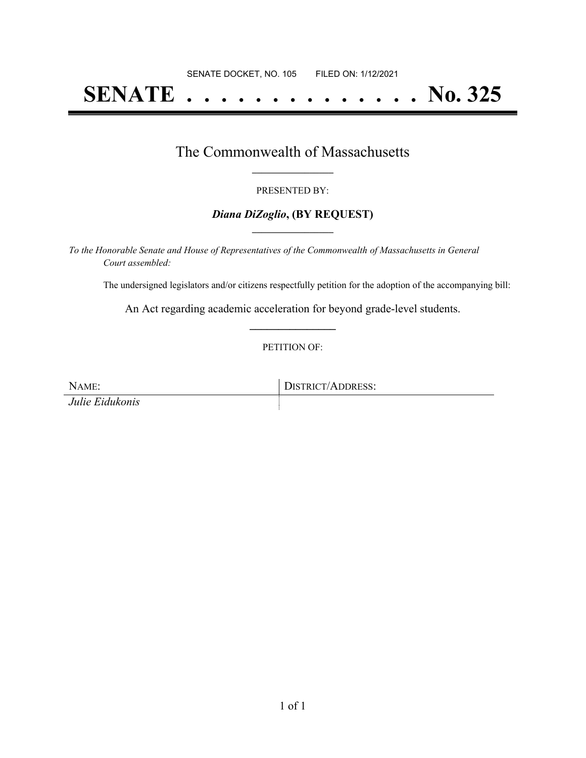SENATE DOCKET, NO. 105        FILED ON: 1/12/2021

# SENATE . . . . . . . . . . . . . . No. 325

## The Commonwealth of Massachusetts

PRESENTED BY:

***Diana DiZoglio*, (BY REQUEST)**

*To the Honorable Senate and House of Representatives of the Commonwealth of Massachusetts in General Court assembled:*

The undersigned legislators and/or citizens respectfully petition for the adoption of the accompanying bill:

An Act regarding academic acceleration for beyond grade-level students.

PETITION OF:

| NAME: | DISTRICT/ADDRESS: |
| --- | --- |
| *Julie Eidukonis* | |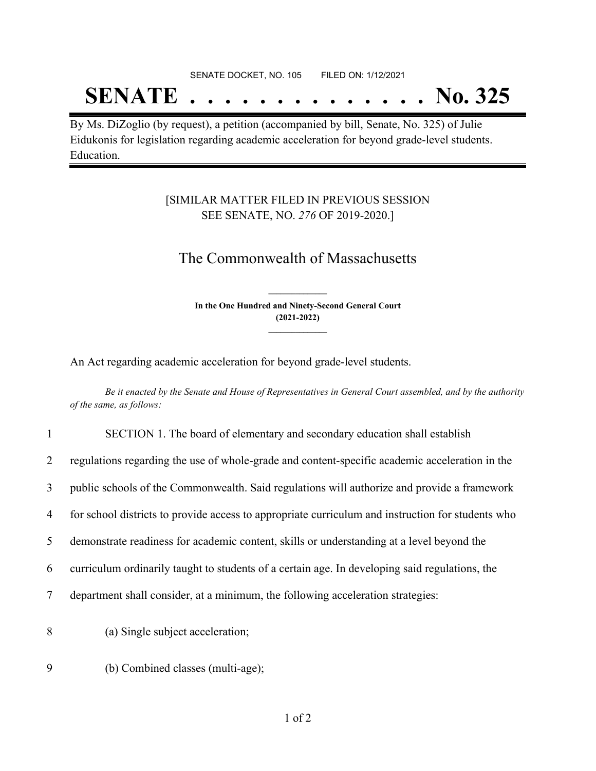SENATE DOCKET, NO. 105    FILED ON: 1/12/2021

# SENATE . . . . . . . . . . . . . . No. 325

By Ms. DiZoglio (by request), a petition (accompanied by bill, Senate, No. 325) of Julie Eidukonis for legislation regarding academic acceleration for beyond grade-level students. Education.

[SIMILAR MATTER FILED IN PREVIOUS SESSION SEE SENATE, NO. *276* OF 2019-2020.]

## The Commonwealth of Massachusetts

**In the One Hundred and Ninety-Second General Court (2021-2022)**

An Act regarding academic acceleration for beyond grade-level students.

*Be it enacted by the Senate and House of Representatives in General Court assembled, and by the authority of the same, as follows:*

1 SECTION 1. The board of elementary and secondary education shall establish
2 regulations regarding the use of whole-grade and content-specific academic acceleration in the
3 public schools of the Commonwealth. Said regulations will authorize and provide a framework
4 for school districts to provide access to appropriate curriculum and instruction for students who
5 demonstrate readiness for academic content, skills or understanding at a level beyond the
6 curriculum ordinarily taught to students of a certain age. In developing said regulations, the
7 department shall consider, at a minimum, the following acceleration strategies:

8 (a) Single subject acceleration;

9 (b) Combined classes (multi-age);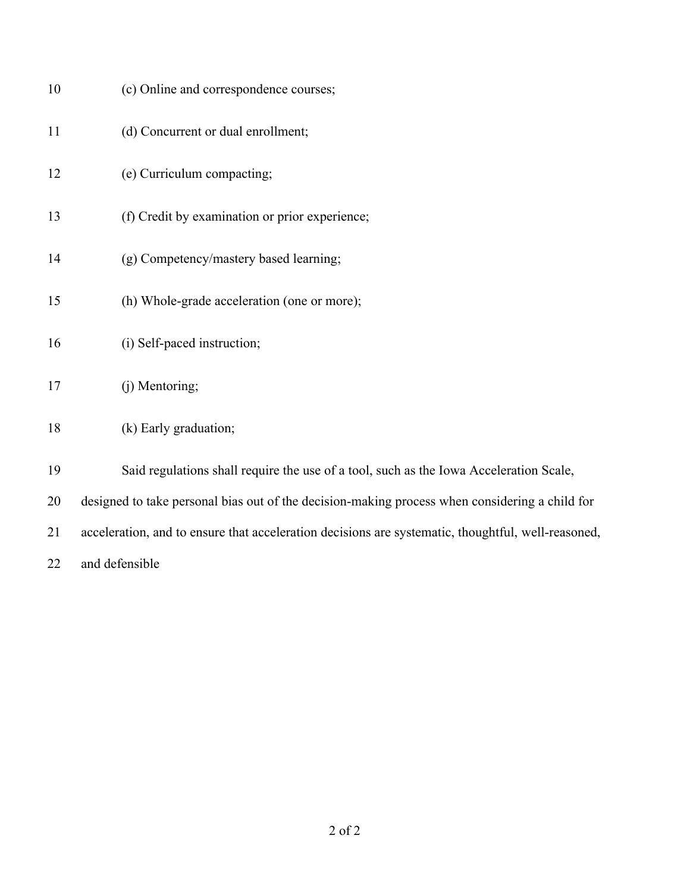(c) Online and correspondence courses;

(d) Concurrent or dual enrollment;

(e) Curriculum compacting;

(f) Credit by examination or prior experience;

(g) Competency/mastery based learning;

(h) Whole-grade acceleration (one or more);

(i) Self-paced instruction;

(j) Mentoring;

(k) Early graduation;

Said regulations shall require the use of a tool, such as the Iowa Acceleration Scale, designed to take personal bias out of the decision-making process when considering a child for acceleration, and to ensure that acceleration decisions are systematic, thoughtful, well-reasoned, and defensible